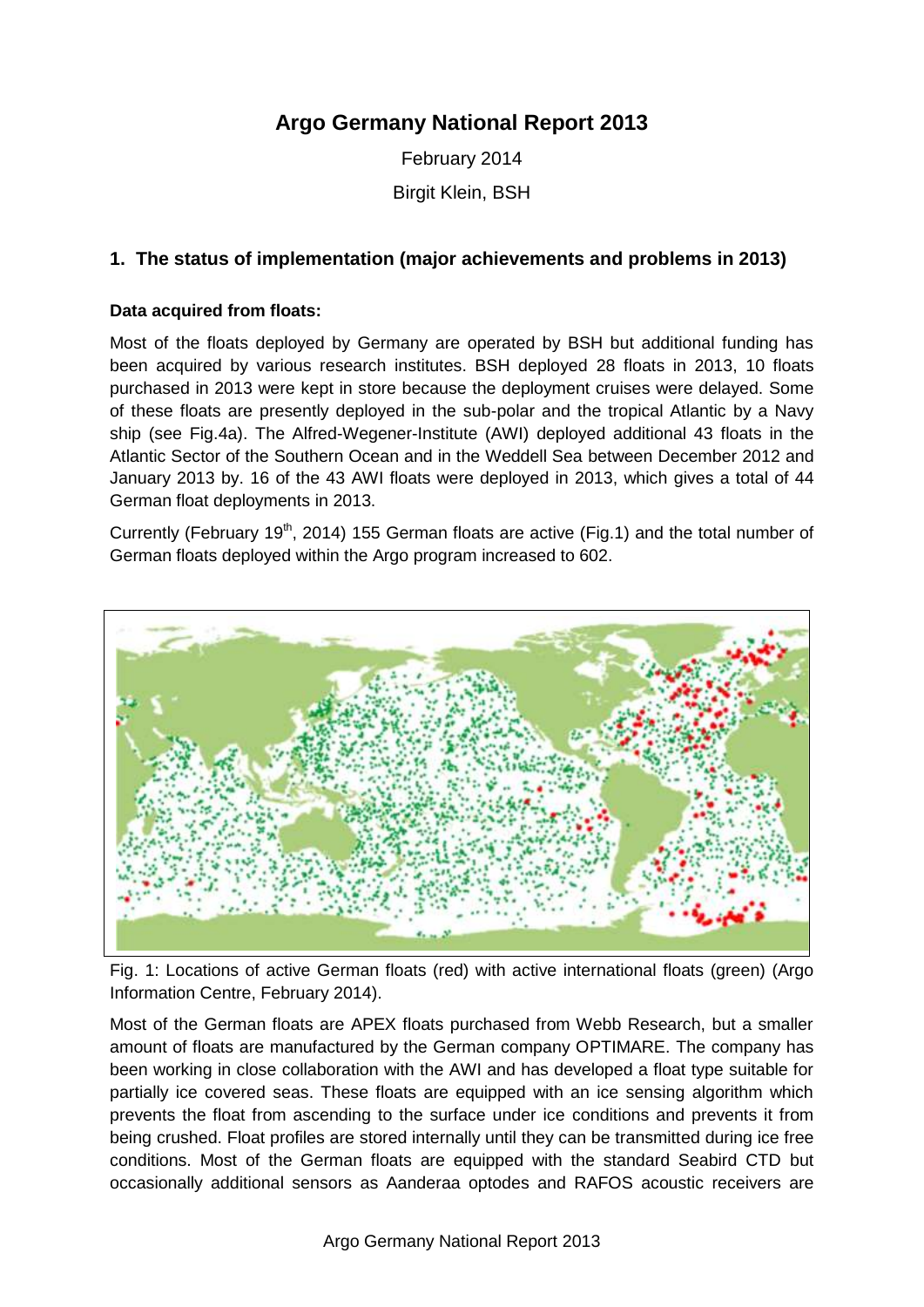# Argo Germany National Report 2013

February 2014

Birgit Klein, BSH

## 1. The status of implementation (major achievements and problems in 2013)

### Data acquired from floats:

Most of the floats deployed by Germany are operated by BSH but additional funding has been acquired by various research institutes. BSH deployed 28 floats in 2013, 10 floats purchased in 2013 were kept in store because the deployment cruises were delayed. Some of these floats are presently deployed in the sub-polar and the tropical Atlantic by a Navy ship (see Fig.4a). The Alfred-Wegener-Institute (AWI) deployed additional 43 floats in the Atlantic Sector of the Southern Ocean and in the Weddell Sea between December 2012 and January 2013 by. 16 of the 43 AWI floats were deployed in 2013, which gives a total of 44 German float deployments in 2013.

Currently (February 19th, 2014) 155 German floats are active (Fig.1) and the total number of German floats deployed within the Argo program increased to 602.

Fig. 1: Locations of active German floats (red) with active international floats (green) (Argo Information Centre, February 2014).

Most of the German floats are APEX floats purchased from Webb Research, but a smaller amount of floats are manufactured by the German company OPTIMARE. The company has been working in close collaboration with the AWI and has developed a float type suitable for partially ice covered seas. These floats are equipped with an ice sensing algorithm which prevents the float from ascending to the surface under ice conditions and prevents it from being crushed. Float profiles are stored internally until they can be transmitted during ice free conditions. Most of the German floats are equipped with the standard Seabird CTD but occasionally additional sensors as Aanderaa optodes and RAFOS acoustic receivers are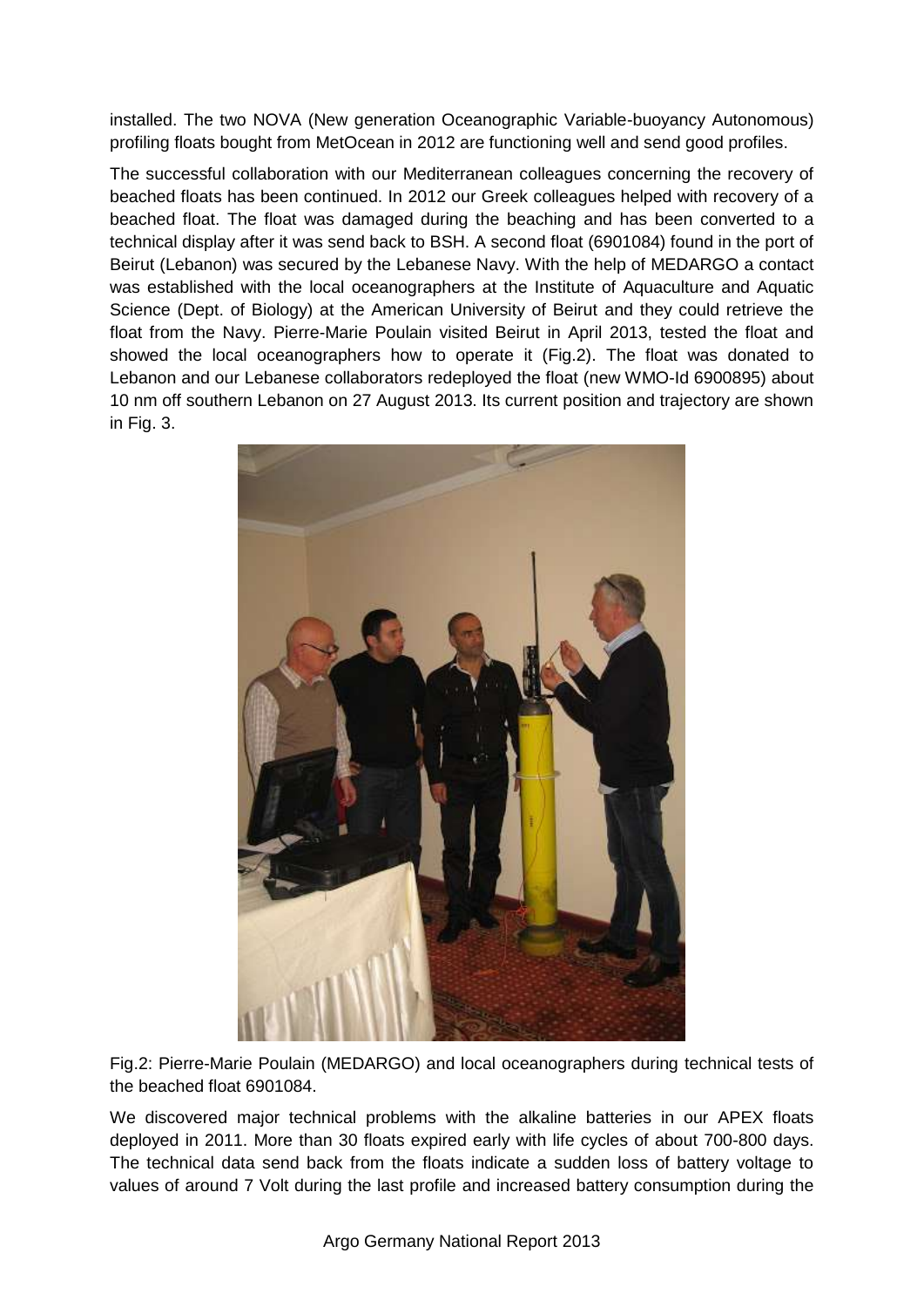installed. The two NOVA (New generation Oceanographic Variable-buoyancy Autonomous) profiling floats bought from MetOcean in 2012 are functioning well and send good profiles.

The successful collaboration with our Mediterranean colleagues concerning the recovery of beached floats has been continued. In 2012 our Greek colleagues helped with recovery of a beached float. The float was damaged during the beaching and has been converted to a technical display after it was send back to BSH. A second float (6901084) found in the port of Beirut (Lebanon) was secured by the Lebanese Navy. With the help of MEDARGO a contact was established with the local oceanographers at the Institute of Aquaculture and Aquatic Science (Dept. of Biology) at the American University of Beirut and they could retrieve the float from the Navy. Pierre-Marie Poulain visited Beirut in April 2013, tested the float and showed the local oceanographers how to operate it (Fig.2). The float was donated to Lebanon and our Lebanese collaborators redeployed the float (new WMO-Id 6900895) about 10 nm off southern Lebanon on 27 August 2013. Its current position and trajectory are shown in Fig. 3.

Fig.2: Pierre-Marie Poulain (MEDARGO) and local oceanographers during technical tests of the beached float 6901084.

We discovered major technical problems with the alkaline batteries in our APEX floats deployed in 2011. More than 30 floats expired early with life cycles of about 700-800 days. The technical data send back from the floats indicate a sudden loss of battery voltage to values of around 7 Volt during the last profile and increased battery consumption during the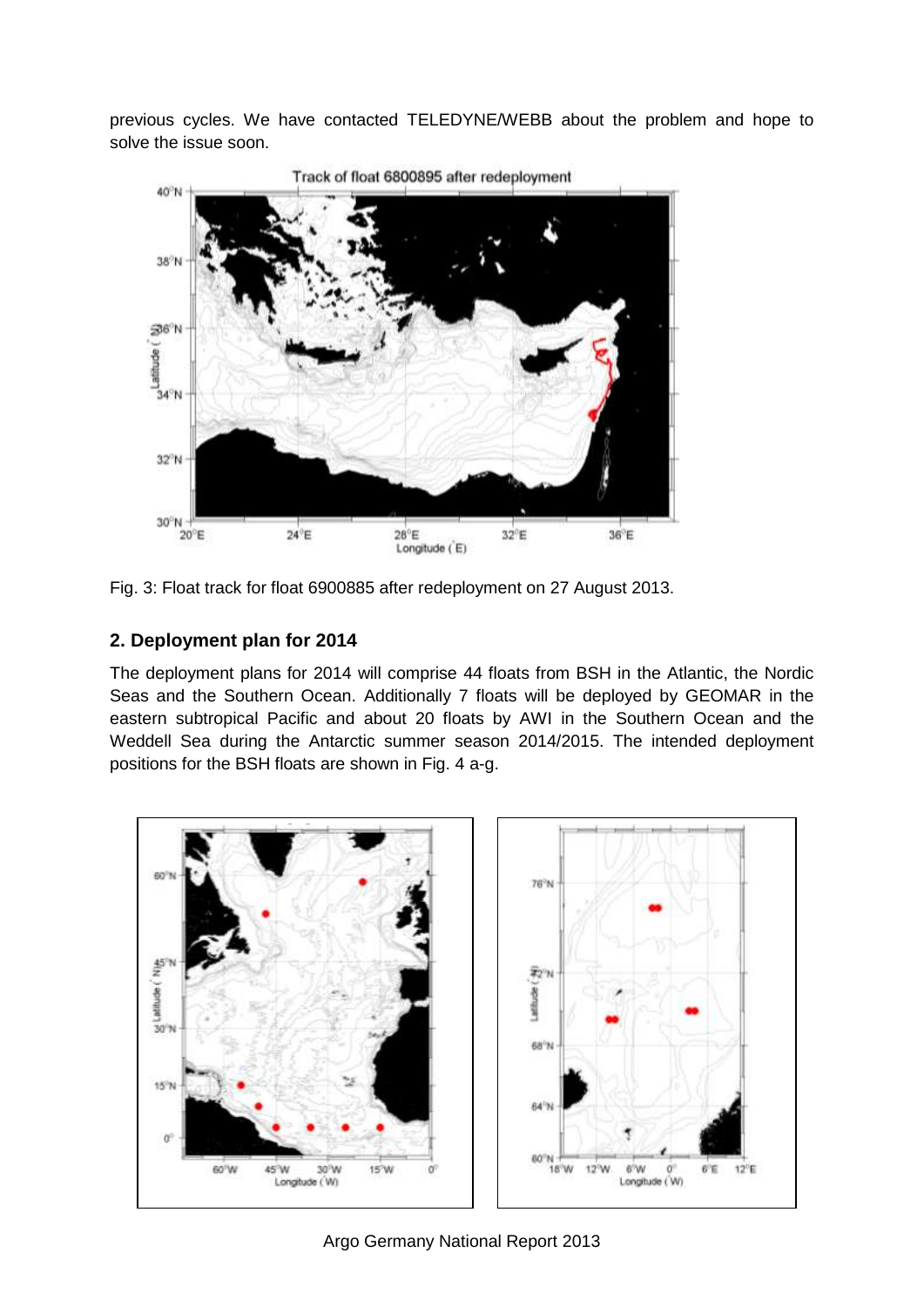previous cycles. We have contacted TELEDYNE/WEBB about the problem and hope to solve the issue soon.

Fig. 3: Float track for float 6900885 after redeployment on 27 August 2013.

## 2. Deployment plan for 2014

The deployment plans for 2014 will comprise 44 floats from BSH in the Atlantic, the Nordic Seas and the Southern Ocean. Additionally 7 floats will be deployed by GEOMAR in the eastern subtropical Pacific and about 20 floats by AWI in the Southern Ocean and the Weddell Sea during the Antarctic summer season 2014/2015. The intended deployment positions for the BSH floats are shown in Fig. 4 a-g.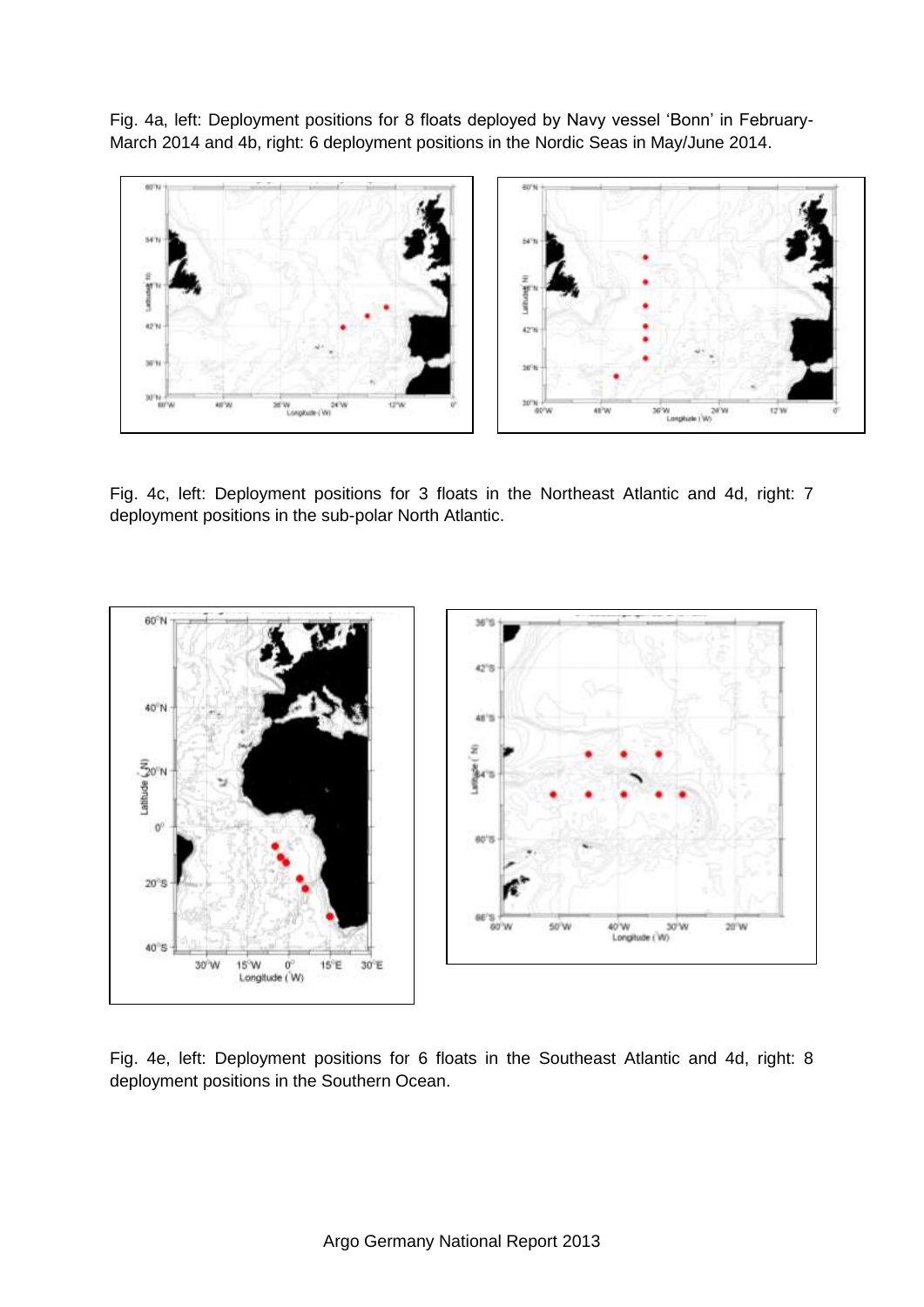Fig. 4a, left: Deployment positions for 8 floats deployed by Navy vessel 'Bonn' in February-March 2014 and 4b, right: 6 deployment positions in the Nordic Seas in May/June 2014.

Fig. 4c, left: Deployment positions for 3 floats in the Northeast Atlantic and 4d, right: 7 deployment positions in the sub-polar North Atlantic.

Fig. 4e, left: Deployment positions for 6 floats in the Southeast Atlantic and 4d, right: 8 deployment positions in the Southern Ocean.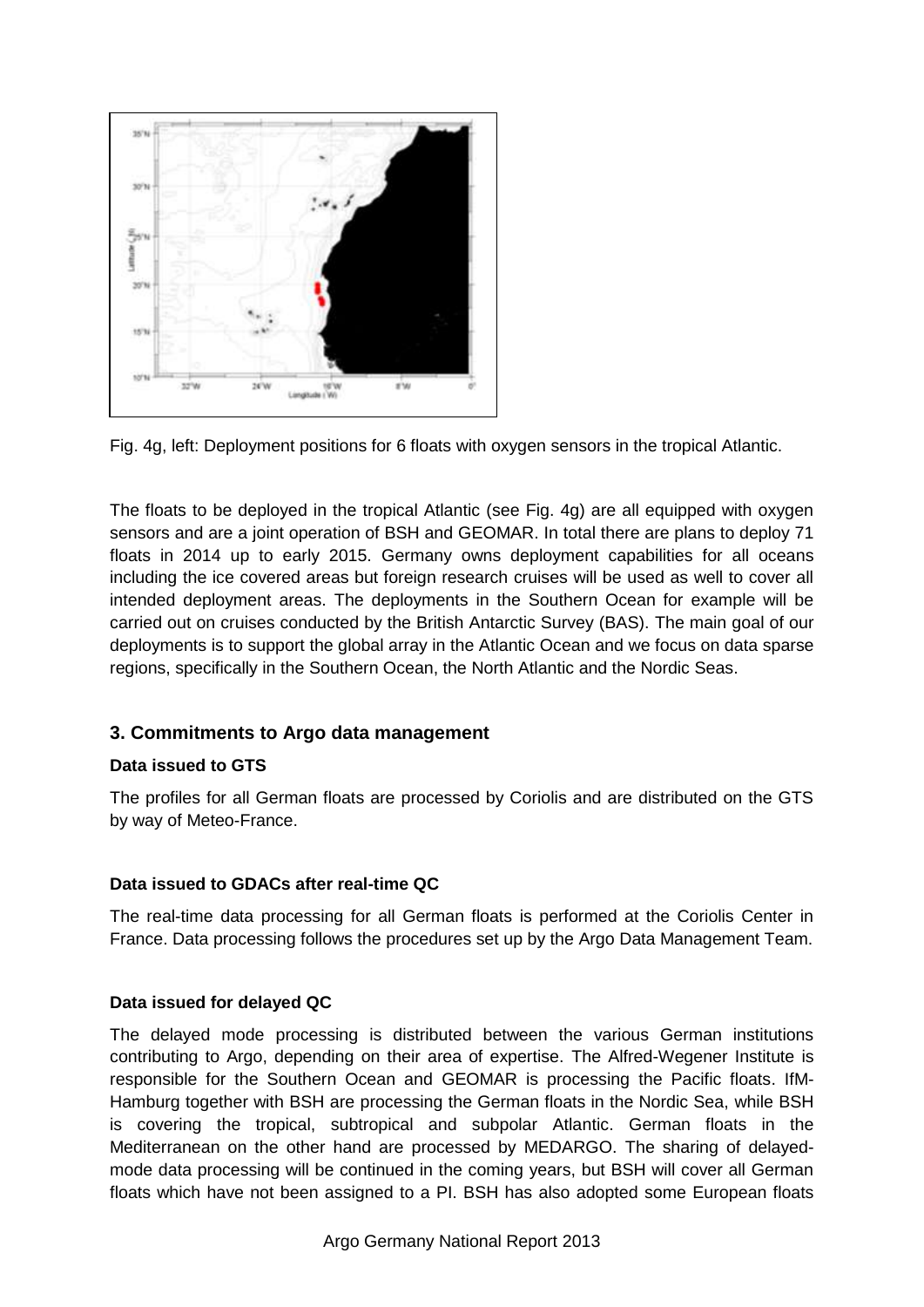Fig. 4g, left: Deployment positions for 6 floats with oxygen sensors in the tropical Atlantic.

The floats to be deployed in the tropical Atlantic (see Fig. 4g) are all equipped with oxygen sensors and are a joint operation of BSH and GEOMAR. In total there are plans to deploy 71 floats in 2014 up to early 2015. Germany owns deployment capabilities for all oceans including the ice covered areas but foreign research cruises will be used as well to cover all intended deployment areas. The deployments in the Southern Ocean for example will be carried out on cruises conducted by the British Antarctic Survey (BAS). The main goal of our deployments is to support the global array in the Atlantic Ocean and we focus on data sparse regions, specifically in the Southern Ocean, the North Atlantic and the Nordic Seas.

## 3. Commitments to Argo data management

**Data issued to GTS**

The profiles for all German floats are processed by Coriolis and are distributed on the GTS by way of Meteo-France.

**Data issued to GDACs after real-time QC**

The real-time data processing for all German floats is performed at the Coriolis Center in France. Data processing follows the procedures set up by the Argo Data Management Team.

**Data issued for delayed QC**

The delayed mode processing is distributed between the various German institutions contributing to Argo, depending on their area of expertise. The Alfred-Wegener Institute is responsible for the Southern Ocean and GEOMAR is processing the Pacific floats. IfM-Hamburg together with BSH are processing the German floats in the Nordic Sea, while BSH is covering the tropical, subtropical and subpolar Atlantic. German floats in the Mediterranean on the other hand are processed by MEDARGO. The sharing of delayed-mode data processing will be continued in the coming years, but BSH will cover all German floats which have not been assigned to a PI. BSH has also adopted some European floats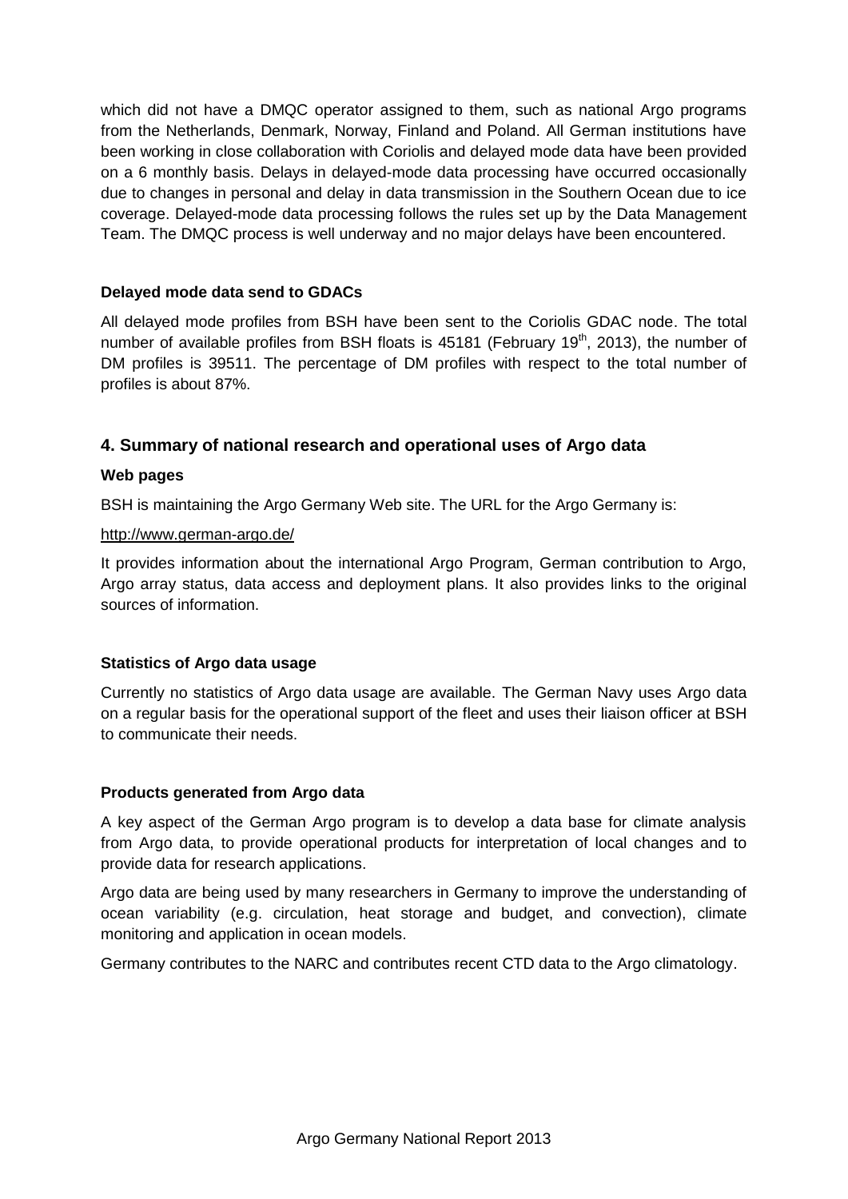which did not have a DMQC operator assigned to them, such as national Argo programs from the Netherlands, Denmark, Norway, Finland and Poland. All German institutions have been working in close collaboration with Coriolis and delayed mode data have been provided on a 6 monthly basis. Delays in delayed-mode data processing have occurred occasionally due to changes in personal and delay in data transmission in the Southern Ocean due to ice coverage. Delayed-mode data processing follows the rules set up by the Data Management Team. The DMQC process is well underway and no major delays have been encountered.

**Delayed mode data send to GDACs**

All delayed mode profiles from BSH have been sent to the Coriolis GDAC node. The total number of available profiles from BSH floats is 45181 (February 19th, 2013), the number of DM profiles is 39511. The percentage of DM profiles with respect to the total number of profiles is about 87%.

## 4. Summary of national research and operational uses of Argo data

**Web pages**

BSH is maintaining the Argo Germany Web site. The URL for the Argo Germany is:

http://www.german-argo.de/

It provides information about the international Argo Program, German contribution to Argo, Argo array status, data access and deployment plans. It also provides links to the original sources of information.

**Statistics of Argo data usage**

Currently no statistics of Argo data usage are available. The German Navy uses Argo data on a regular basis for the operational support of the fleet and uses their liaison officer at BSH to communicate their needs.

**Products generated from Argo data**

A key aspect of the German Argo program is to develop a data base for climate analysis from Argo data, to provide operational products for interpretation of local changes and to provide data for research applications.

Argo data are being used by many researchers in Germany to improve the understanding of ocean variability (e.g. circulation, heat storage and budget, and convection), climate monitoring and application in ocean models.

Germany contributes to the NARC and contributes recent CTD data to the Argo climatology.